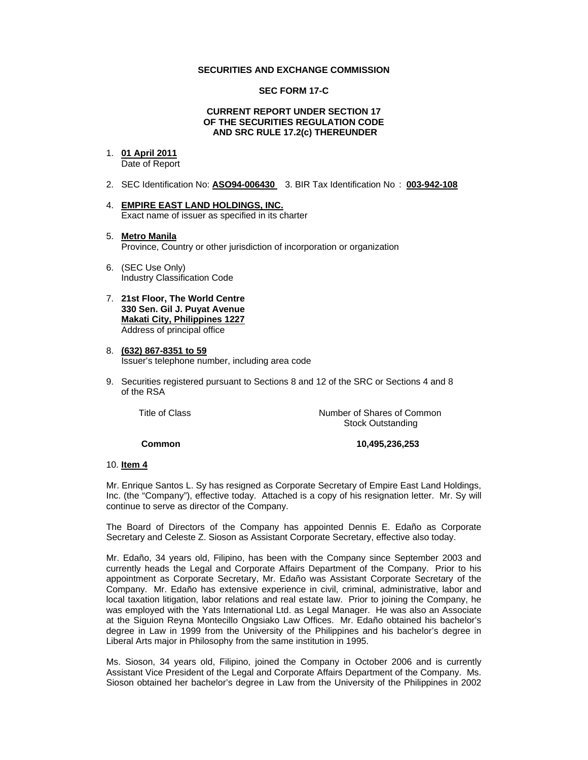**SECURITIES AND EXCHANGE COMMISSION**

**SEC FORM 17-C**

**CURRENT REPORT UNDER SECTION 17**
**OF THE SECURITIES REGULATION CODE**
**AND SRC RULE 17.2(c) THEREUNDER**

1. **01 April 2011**
   Date of Report

2. SEC Identification No: **ASO94-006430** 3. BIR Tax Identification No : **003-942-108**

4. **EMPIRE EAST LAND HOLDINGS, INC.**
   Exact name of issuer as specified in its charter

5. **Metro Manila**
   Province, Country or other jurisdiction of incorporation or organization

6. (SEC Use Only)
   Industry Classification Code

7. **21st Floor, The World Centre**
   **330 Sen. Gil J. Puyat Avenue**
   **Makati City, Philippines 1227**
   Address of principal office

8. **(632) 867-8351 to 59**
   Issuer's telephone number, including area code

9. Securities registered pursuant to Sections 8 and 12 of the SRC or Sections 4 and 8 of the RSA

| Title of Class | Number of Shares of Common Stock Outstanding |
|---|---|
| **Common** | **10,495,236,253** |

10. **Item 4**

Mr. Enrique Santos L. Sy has resigned as Corporate Secretary of Empire East Land Holdings, Inc. (the "Company"), effective today. Attached is a copy of his resignation letter. Mr. Sy will continue to serve as director of the Company.

The Board of Directors of the Company has appointed Dennis E. Edaño as Corporate Secretary and Celeste Z. Sioson as Assistant Corporate Secretary, effective also today.

Mr. Edaño, 34 years old, Filipino, has been with the Company since September 2003 and currently heads the Legal and Corporate Affairs Department of the Company. Prior to his appointment as Corporate Secretary, Mr. Edaño was Assistant Corporate Secretary of the Company. Mr. Edaño has extensive experience in civil, criminal, administrative, labor and local taxation litigation, labor relations and real estate law. Prior to joining the Company, he was employed with the Yats International Ltd. as Legal Manager. He was also an Associate at the Siguion Reyna Montecillo Ongsiako Law Offices. Mr. Edaño obtained his bachelor's degree in Law in 1999 from the University of the Philippines and his bachelor's degree in Liberal Arts major in Philosophy from the same institution in 1995.

Ms. Sioson, 34 years old, Filipino, joined the Company in October 2006 and is currently Assistant Vice President of the Legal and Corporate Affairs Department of the Company. Ms. Sioson obtained her bachelor's degree in Law from the University of the Philippines in 2002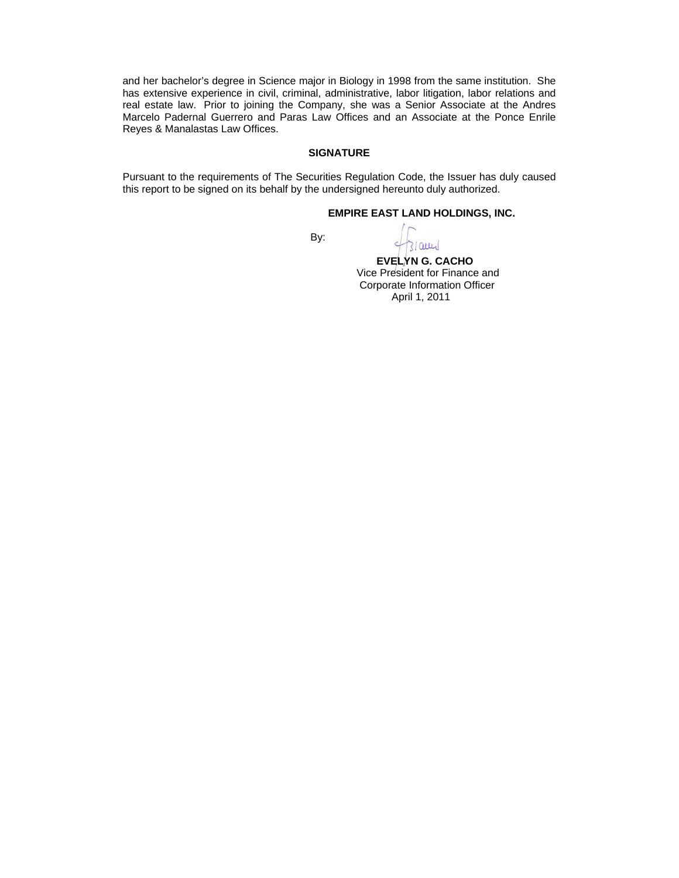and her bachelor's degree in Science major in Biology in 1998 from the same institution. She has extensive experience in civil, criminal, administrative, labor litigation, labor relations and real estate law. Prior to joining the Company, she was a Senior Associate at the Andres Marcelo Padernal Guerrero and Paras Law Offices and an Associate at the Ponce Enrile Reyes & Manalastas Law Offices.

**SIGNATURE**

Pursuant to the requirements of The Securities Regulation Code, the Issuer has duly caused this report to be signed on its behalf by the undersigned hereunto duly authorized.

**EMPIRE EAST LAND HOLDINGS, INC.**

By:

**EVELYN G. CACHO**
Vice President for Finance and
Corporate Information Officer
April 1, 2011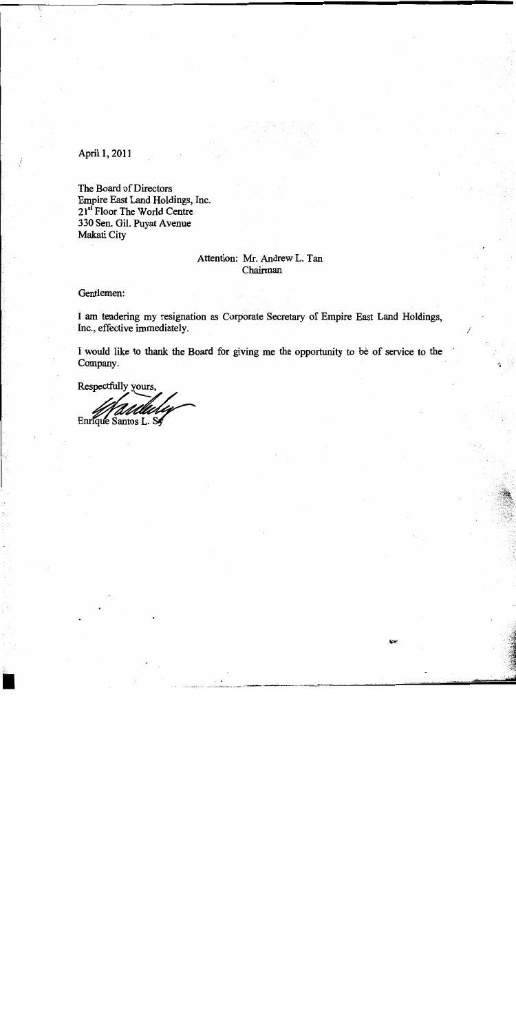April 1, 2011

The Board of Directors
Empire East Land Holdings, Inc.
21st Floor The World Centre
330 Sen. Gil. Puyat Avenue
Makati City

Attention: Mr. Andrew L. Tan
Chairman

Gentlemen:

I am tendering my resignation as Corporate Secretary of Empire East Land Holdings, Inc., effective immediately.

I would like to thank the Board for giving me the opportunity to be of service to the Company.

Respectfully yours,

Enrique Santos L. Sy